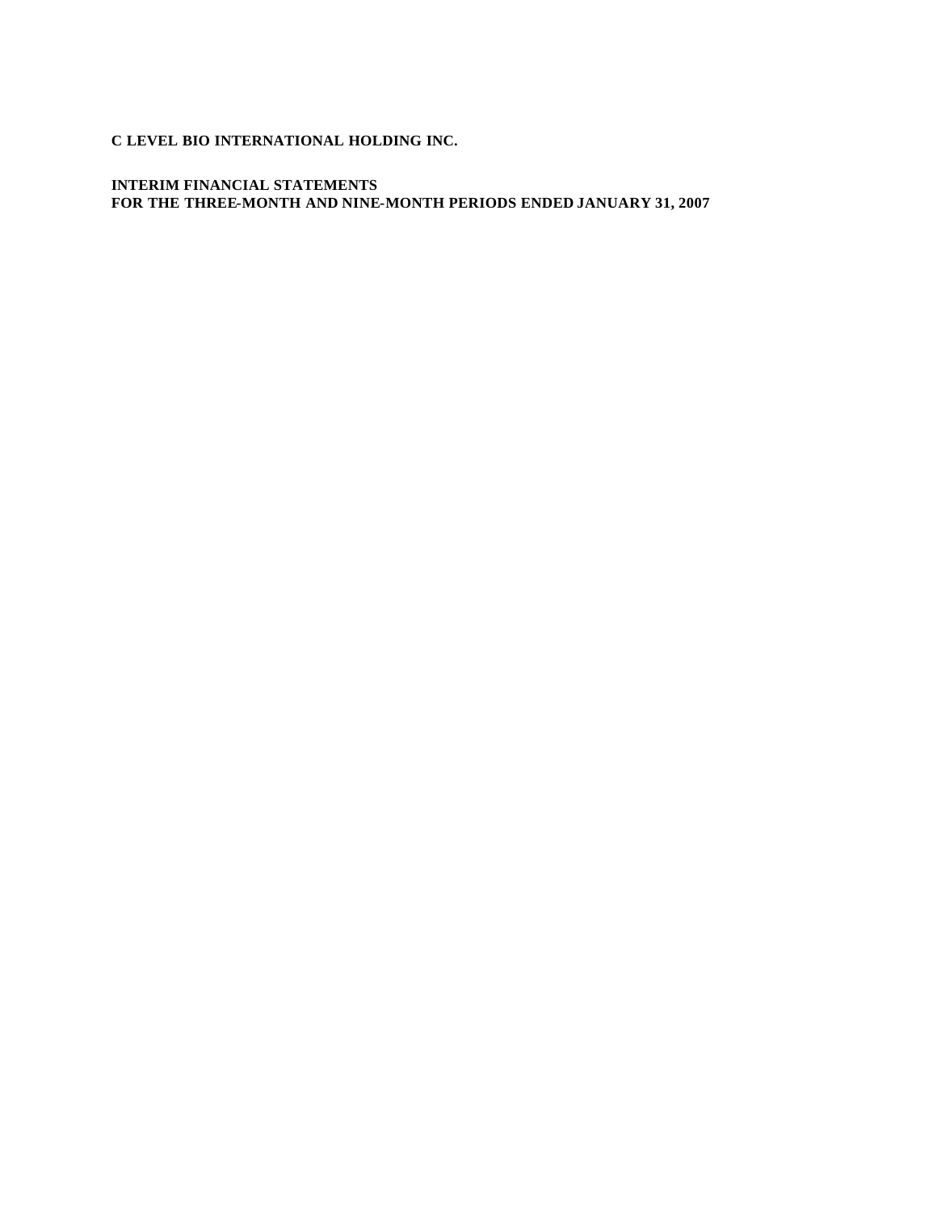**C LEVEL BIO INTERNATIONAL HOLDING INC.**

**INTERIM FINANCIAL STATEMENTS**
**FOR THE THREE-MONTH AND NINE-MONTH PERIODS ENDED JANUARY 31, 2007**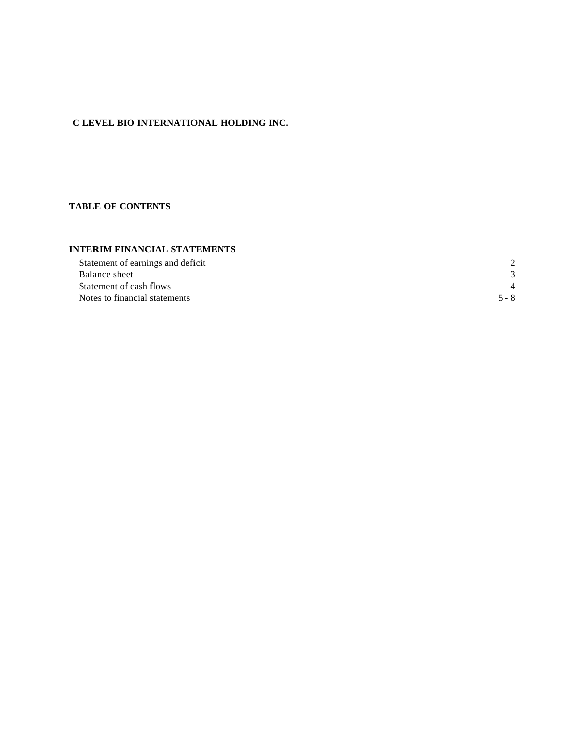**C LEVEL BIO INTERNATIONAL HOLDING INC.**

**TABLE OF CONTENTS**

**INTERIM FINANCIAL STATEMENTS**

| | |
|---|---|
| Statement of earnings and deficit | 2 |
| Balance sheet | 3 |
| Statement of cash flows | 4 |
| Notes to financial statements | 5 - 8 |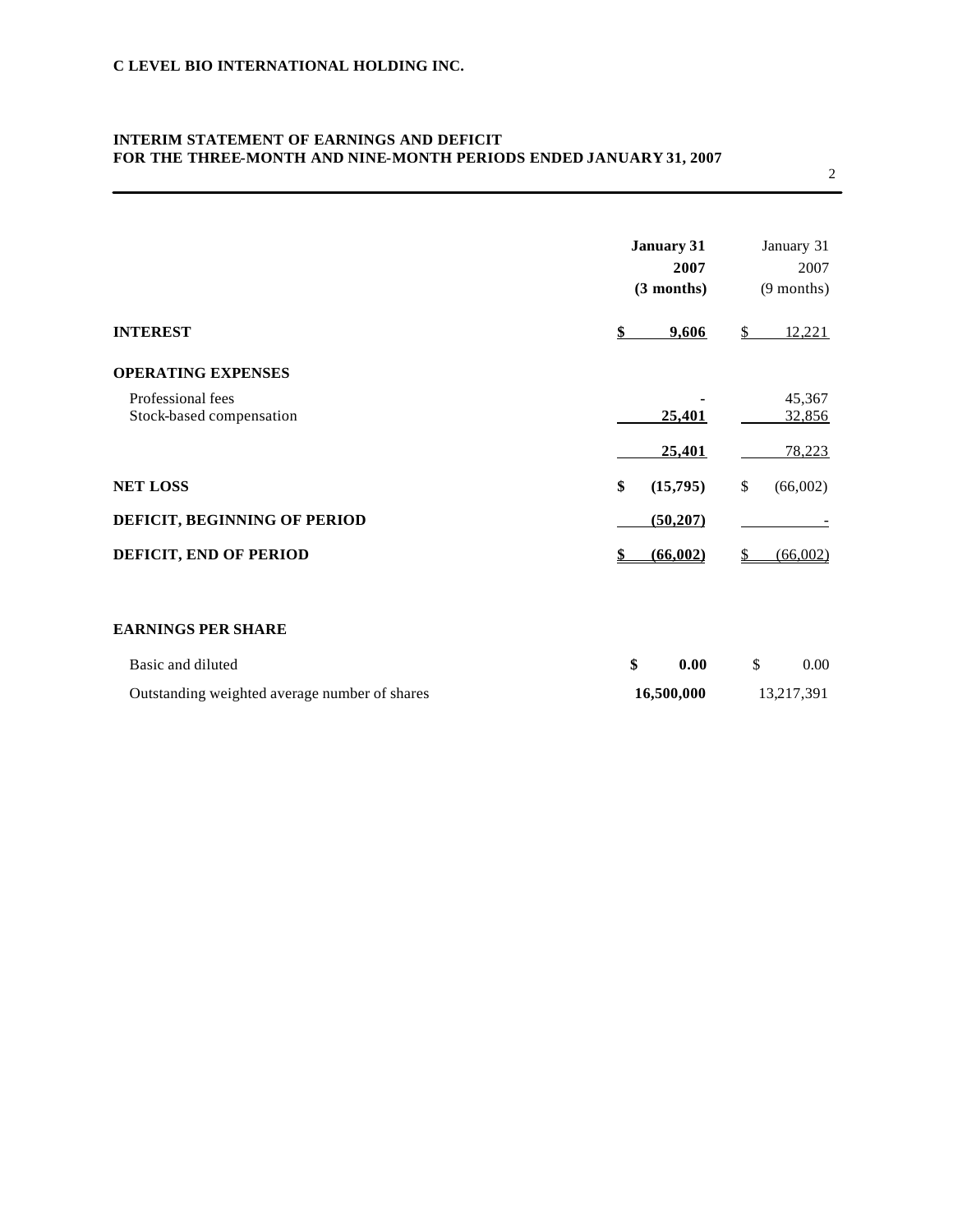**C LEVEL BIO INTERNATIONAL HOLDING INC.**

**INTERIM STATEMENT OF EARNINGS AND DEFICIT**
**FOR THE THREE-MONTH AND NINE-MONTH PERIODS ENDED JANUARY 31, 2007**

| | **January 31 2007 (3 months)** | January 31 2007 (9 months) |
|---|---|---|
| **INTEREST** | **$ 9,606** | $ 12,221 |
| **OPERATING EXPENSES** | | |
| Professional fees | **-** | 45,367 |
| Stock-based compensation | **25,401** | 32,856 |
| | **25,401** | 78,223 |
| **NET LOSS** | **$ (15,795)** | $ (66,002) |
| **DEFICIT, BEGINNING OF PERIOD** | **(50,207)** | - |
| **DEFICIT, END OF PERIOD** | **$ (66,002)** | $ (66,002) |
| **EARNINGS PER SHARE** | | |
| Basic and diluted | **$ 0.00** | $ 0.00 |
| Outstanding weighted average number of shares | **16,500,000** | 13,217,391 |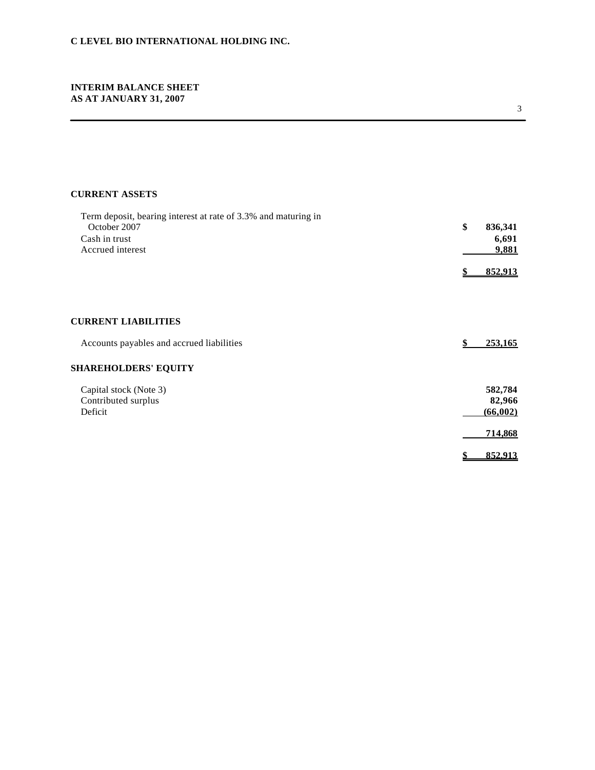**C LEVEL BIO INTERNATIONAL HOLDING INC.**

**INTERIM BALANCE SHEET**
**AS AT JANUARY 31, 2007**

| | |
|---|---|
| **CURRENT ASSETS** | |
| Term deposit, bearing interest at rate of 3.3% and maturing in October 2007 | $ 836,341 |
| Cash in trust | 6,691 |
| Accrued interest | 9,881 |
| | $ 852,913 |
| | |
| **CURRENT LIABILITIES** | |
| Accounts payables and accrued liabilities | $ 253,165 |
| **SHAREHOLDERS' EQUITY** | |
| Capital stock (Note 3) | 582,784 |
| Contributed surplus | 82,966 |
| Deficit | (66,002) |
| | 714,868 |
| | $ 852,913 |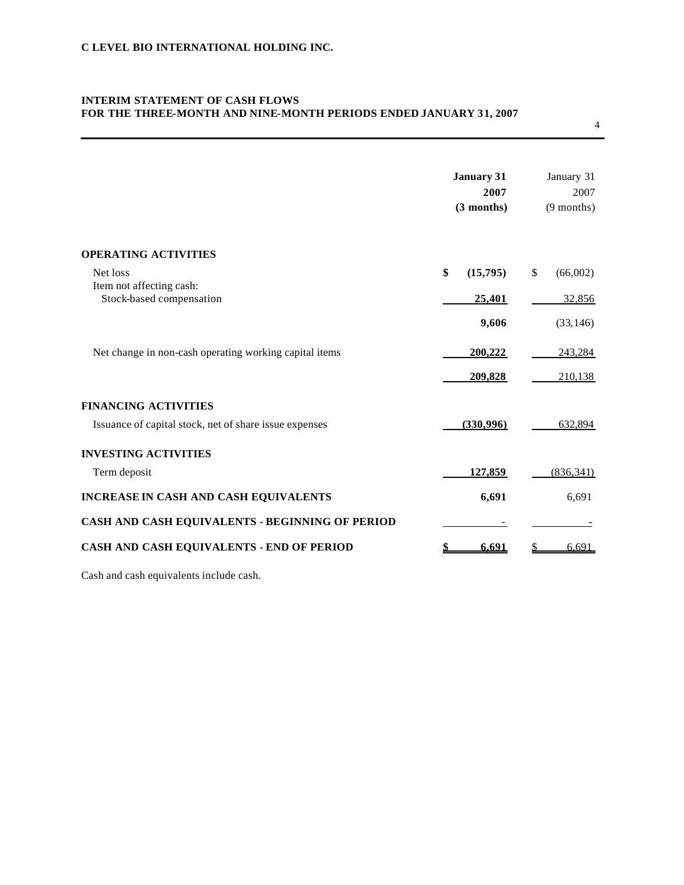**C LEVEL BIO INTERNATIONAL HOLDING INC.**

**INTERIM STATEMENT OF CASH FLOWS**
**FOR THE THREE-MONTH AND NINE-MONTH PERIODS ENDED JANUARY 31, 2007**

| | **January 31 2007 (3 months)** | January 31 2007 (9 months) |
|---|---|---|
| **OPERATING ACTIVITIES** | | |
| Net loss | **$ (15,795)** | $ (66,002) |
| Item not affecting cash: | | |
| Stock-based compensation | **25,401** | 32,856 |
| | **9,606** | (33,146) |
| Net change in non-cash operating working capital items | **200,222** | 243,284 |
| | **209,828** | 210,138 |
| **FINANCING ACTIVITIES** | | |
| Issuance of capital stock, net of share issue expenses | **(330,996)** | 632,894 |
| **INVESTING ACTIVITIES** | | |
| Term deposit | **127,859** | (836,341) |
| **INCREASE IN CASH AND CASH EQUIVALENTS** | **6,691** | 6,691 |
| **CASH AND CASH EQUIVALENTS - BEGINNING OF PERIOD** | **-** | - |
| **CASH AND CASH EQUIVALENTS - END OF PERIOD** | **$ 6,691** | $ 6,691 |

Cash and cash equivalents include cash.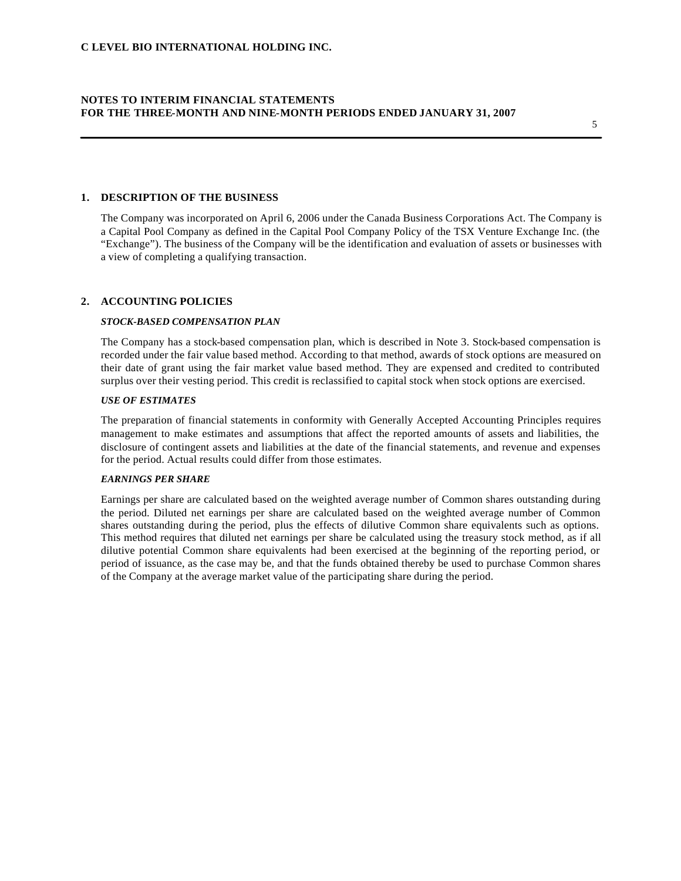## 1. DESCRIPTION OF THE BUSINESS

The Company was incorporated on April 6, 2006 under the Canada Business Corporations Act. The Company is a Capital Pool Company as defined in the Capital Pool Company Policy of the TSX Venture Exchange Inc. (the "Exchange"). The business of the Company will be the identification and evaluation of assets or businesses with a view of completing a qualifying transaction.

## 2. ACCOUNTING POLICIES

***STOCK-BASED COMPENSATION PLAN***

The Company has a stock-based compensation plan, which is described in Note 3. Stock-based compensation is recorded under the fair value based method. According to that method, awards of stock options are measured on their date of grant using the fair market value based method. They are expensed and credited to contributed surplus over their vesting period. This credit is reclassified to capital stock when stock options are exercised.

***USE OF ESTIMATES***

The preparation of financial statements in conformity with Generally Accepted Accounting Principles requires management to make estimates and assumptions that affect the reported amounts of assets and liabilities, the disclosure of contingent assets and liabilities at the date of the financial statements, and revenue and expenses for the period. Actual results could differ from those estimates.

***EARNINGS PER SHARE***

Earnings per share are calculated based on the weighted average number of Common shares outstanding during the period. Diluted net earnings per share are calculated based on the weighted average number of Common shares outstanding during the period, plus the effects of dilutive Common share equivalents such as options. This method requires that diluted net earnings per share be calculated using the treasury stock method, as if all dilutive potential Common share equivalents had been exercised at the beginning of the reporting period, or period of issuance, as the case may be, and that the funds obtained thereby be used to purchase Common shares of the Company at the average market value of the participating share during the period.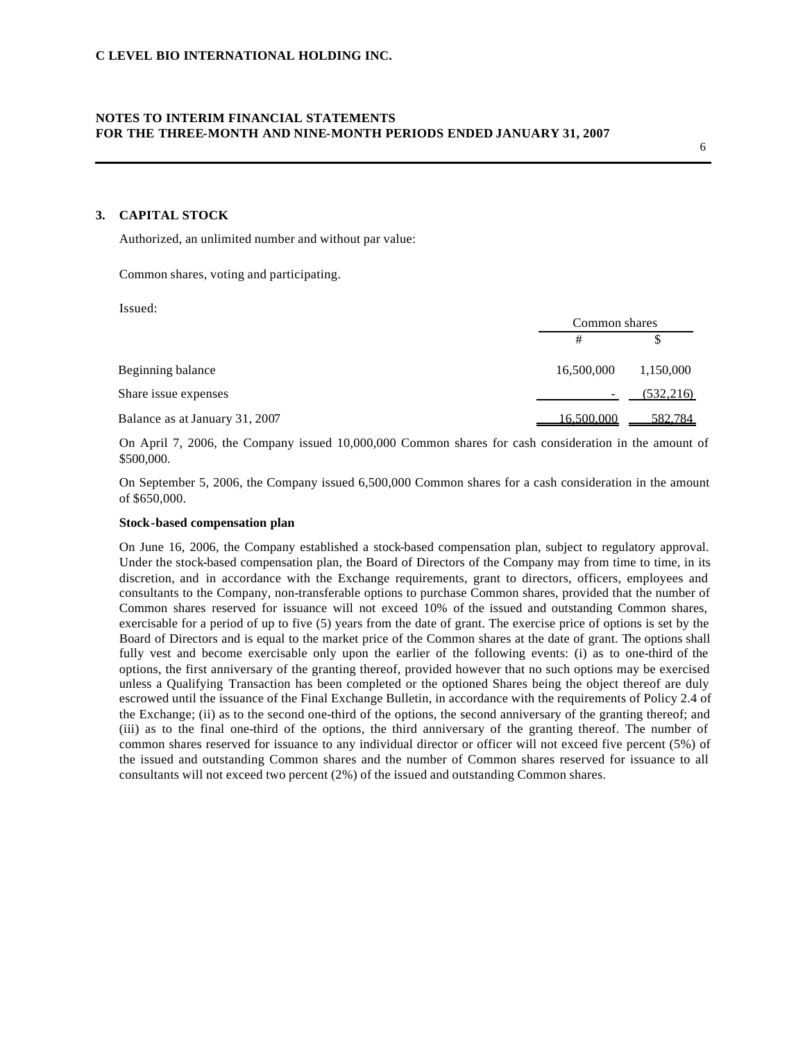## 3. CAPITAL STOCK

Authorized, an unlimited number and without par value:

Common shares, voting and participating.

Issued:

| | Common shares | |
|---|---|---|
| | # | $ |
| Beginning balance | 16,500,000 | 1,150,000 |
| Share issue expenses | - | (532,216) |
| Balance as at January 31, 2007 | 16,500,000 | 582,784 |

On April 7, 2006, the Company issued 10,000,000 Common shares for cash consideration in the amount of $500,000.

On September 5, 2006, the Company issued 6,500,000 Common shares for a cash consideration in the amount of $650,000.

**Stock-based compensation plan**

On June 16, 2006, the Company established a stock-based compensation plan, subject to regulatory approval. Under the stock-based compensation plan, the Board of Directors of the Company may from time to time, in its discretion, and in accordance with the Exchange requirements, grant to directors, officers, employees and consultants to the Company, non-transferable options to purchase Common shares, provided that the number of Common shares reserved for issuance will not exceed 10% of the issued and outstanding Common shares, exercisable for a period of up to five (5) years from the date of grant. The exercise price of options is set by the Board of Directors and is equal to the market price of the Common shares at the date of grant. The options shall fully vest and become exercisable only upon the earlier of the following events: (i) as to one-third of the options, the first anniversary of the granting thereof, provided however that no such options may be exercised unless a Qualifying Transaction has been completed or the optioned Shares being the object thereof are duly escrowed until the issuance of the Final Exchange Bulletin, in accordance with the requirements of Policy 2.4 of the Exchange; (ii) as to the second one-third of the options, the second anniversary of the granting thereof; and (iii) as to the final one-third of the options, the third anniversary of the granting thereof. The number of common shares reserved for issuance to any individual director or officer will not exceed five percent (5%) of the issued and outstanding Common shares and the number of Common shares reserved for issuance to all consultants will not exceed two percent (2%) of the issued and outstanding Common shares.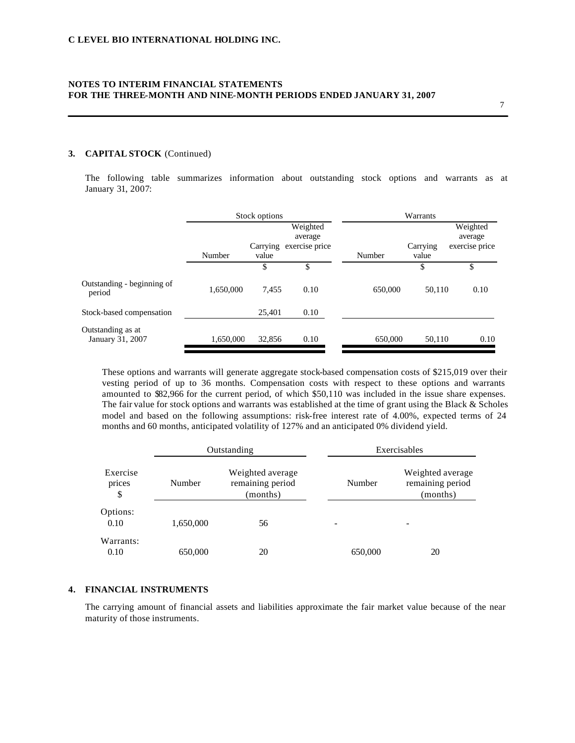C LEVEL BIO INTERNATIONAL HOLDING INC.

**NOTES TO INTERIM FINANCIAL STATEMENTS**
**FOR THE THREE-MONTH AND NINE-MONTH PERIODS ENDED JANUARY 31, 2007**

### 3. CAPITAL STOCK (Continued)

The following table summarizes information about outstanding stock options and warrants as at January 31, 2007:

| | Stock options | | | Warrants | | |
|---|---|---|---|---|---|---|
| | Number | Carrying value | Weighted average exercise price | Number | Carrying value | Weighted average exercise price |
| | | $ | $ | | $ | $ |
| Outstanding - beginning of period | 1,650,000 | 7,455 | 0.10 | 650,000 | 50,110 | 0.10 |
| Stock-based compensation | | 25,401 | 0.10 | | | |
| Outstanding as at January 31, 2007 | 1,650,000 | 32,856 | 0.10 | 650,000 | 50,110 | 0.10 |

These options and warrants will generate aggregate stock-based compensation costs of $215,019 over their vesting period of up to 36 months. Compensation costs with respect to these options and warrants amounted to $82,966 for the current period, of which $50,110 was included in the issue share expenses. The fair value for stock options and warrants was established at the time of grant using the Black & Scholes model and based on the following assumptions: risk-free interest rate of 4.00%, expected terms of 24 months and 60 months, anticipated volatility of 127% and an anticipated 0% dividend yield.

| | Outstanding | | Exercisables | |
|---|---|---|---|---|
| Exercise prices $ | Number | Weighted average remaining period (months) | Number | Weighted average remaining period (months) |
| Options: | | | | |
| 0.10 | 1,650,000 | 56 | - | - |
| Warrants: | | | | |
| 0.10 | 650,000 | 20 | 650,000 | 20 |

### 4. FINANCIAL INSTRUMENTS

The carrying amount of financial assets and liabilities approximate the fair market value because of the near maturity of those instruments.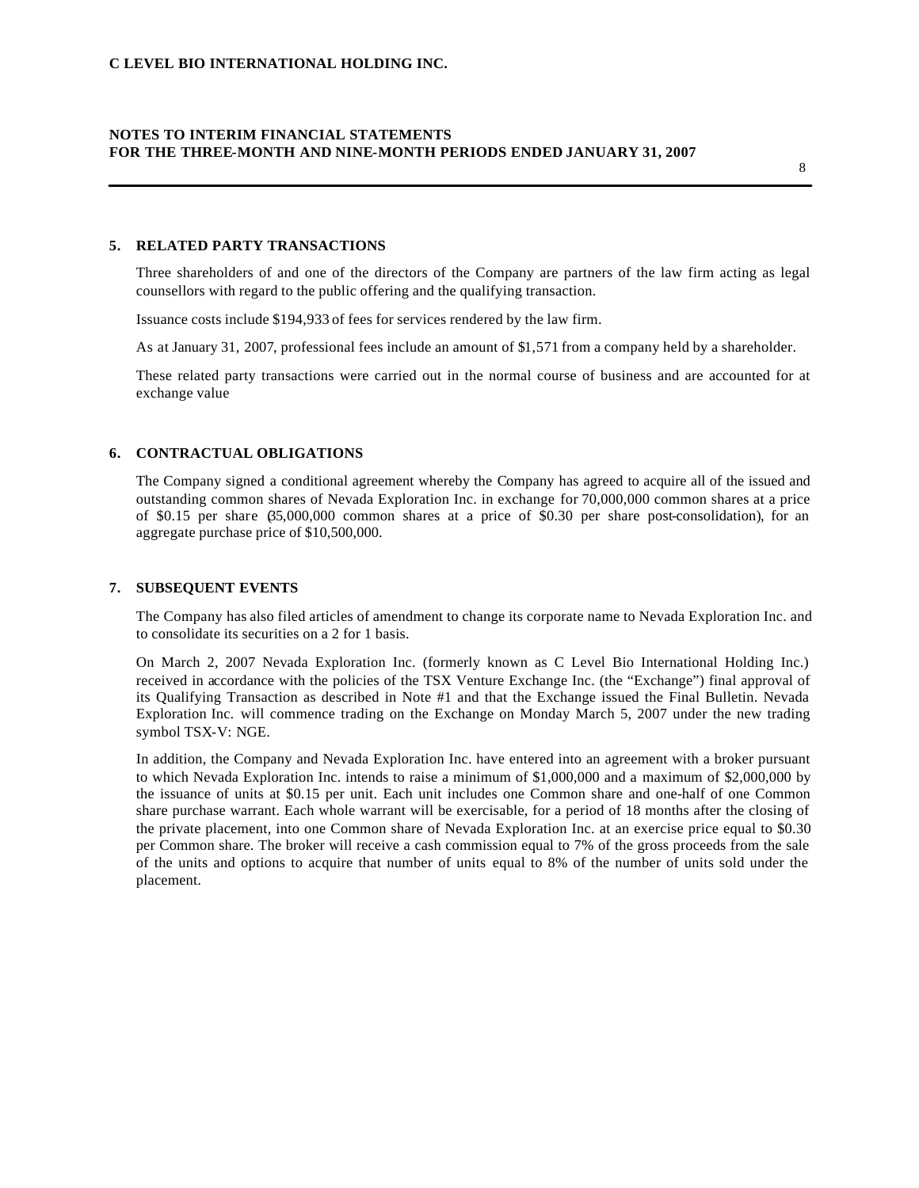## 5. RELATED PARTY TRANSACTIONS

Three shareholders of and one of the directors of the Company are partners of the law firm acting as legal counsellors with regard to the public offering and the qualifying transaction.

Issuance costs include $194,933 of fees for services rendered by the law firm.

As at January 31, 2007, professional fees include an amount of $1,571 from a company held by a shareholder.

These related party transactions were carried out in the normal course of business and are accounted for at exchange value

## 6. CONTRACTUAL OBLIGATIONS

The Company signed a conditional agreement whereby the Company has agreed to acquire all of the issued and outstanding common shares of Nevada Exploration Inc. in exchange for 70,000,000 common shares at a price of $0.15 per share (35,000,000 common shares at a price of $0.30 per share post-consolidation), for an aggregate purchase price of $10,500,000.

## 7. SUBSEQUENT EVENTS

The Company has also filed articles of amendment to change its corporate name to Nevada Exploration Inc. and to consolidate its securities on a 2 for 1 basis.

On March 2, 2007 Nevada Exploration Inc. (formerly known as C Level Bio International Holding Inc.) received in accordance with the policies of the TSX Venture Exchange Inc. (the "Exchange") final approval of its Qualifying Transaction as described in Note #1 and that the Exchange issued the Final Bulletin. Nevada Exploration Inc. will commence trading on the Exchange on Monday March 5, 2007 under the new trading symbol TSX-V: NGE.

In addition, the Company and Nevada Exploration Inc. have entered into an agreement with a broker pursuant to which Nevada Exploration Inc. intends to raise a minimum of $1,000,000 and a maximum of $2,000,000 by the issuance of units at $0.15 per unit. Each unit includes one Common share and one-half of one Common share purchase warrant. Each whole warrant will be exercisable, for a period of 18 months after the closing of the private placement, into one Common share of Nevada Exploration Inc. at an exercise price equal to $0.30 per Common share. The broker will receive a cash commission equal to 7% of the gross proceeds from the sale of the units and options to acquire that number of units equal to 8% of the number of units sold under the placement.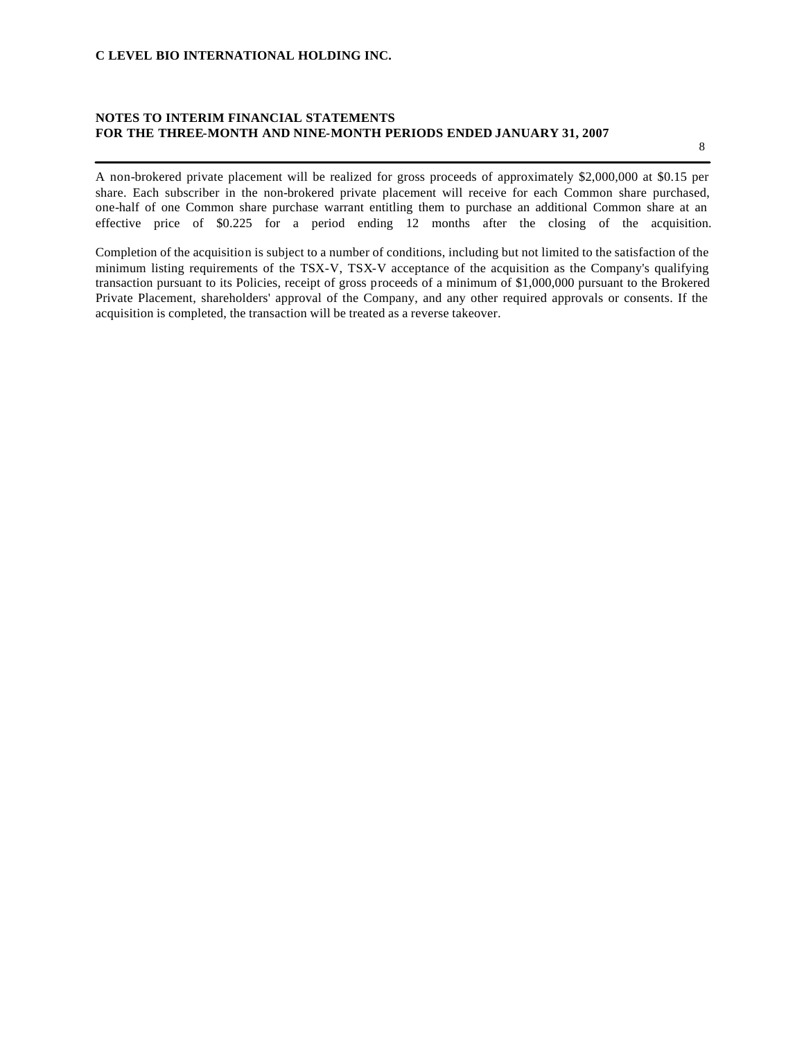A non-brokered private placement will be realized for gross proceeds of approximately $2,000,000 at $0.15 per share. Each subscriber in the non-brokered private placement will receive for each Common share purchased, one-half of one Common share purchase warrant entitling them to purchase an additional Common share at an effective price of $0.225 for a period ending 12 months after the closing of the acquisition.

Completion of the acquisition is subject to a number of conditions, including but not limited to the satisfaction of the minimum listing requirements of the TSX-V, TSX-V acceptance of the acquisition as the Company's qualifying transaction pursuant to its Policies, receipt of gross proceeds of a minimum of $1,000,000 pursuant to the Brokered Private Placement, shareholders' approval of the Company, and any other required approvals or consents. If the acquisition is completed, the transaction will be treated as a reverse takeover.